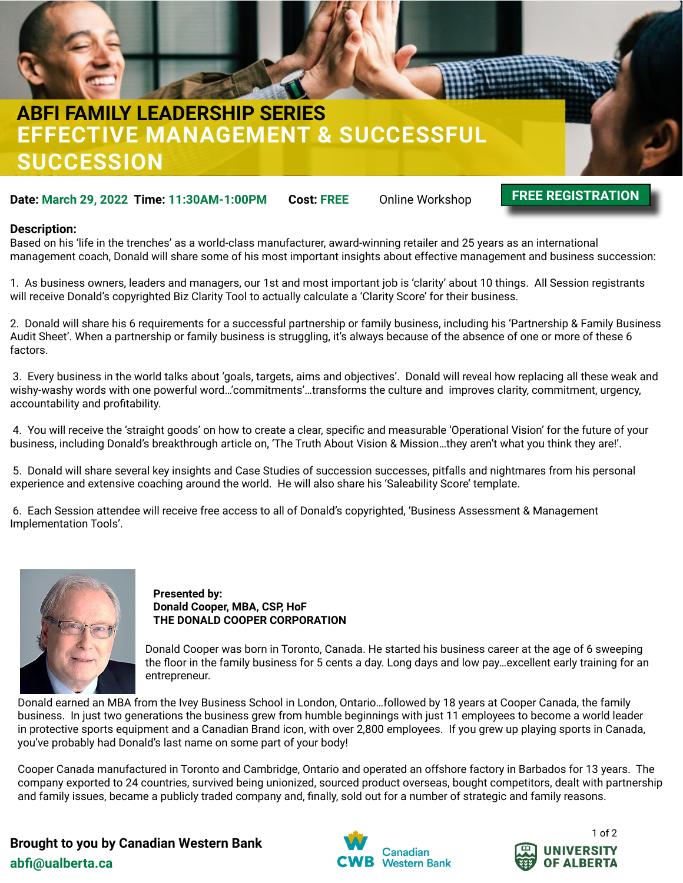# ABFI FAMILY LEADERSHIP SERIES

# EFFECTIVE MANAGEMENT & SUCCESSFUL SUCCESSION

**Date:** March 29, 2022 **Time:** 11:30AM-1:00PM **Cost:** FREE Online Workshop

**FREE REGISTRATION**

**Description:**

Based on his 'life in the trenches' as a world-class manufacturer, award-winning retailer and 25 years as an international management coach, Donald will share some of his most important insights about effective management and business succession:

1. As business owners, leaders and managers, our 1st and most important job is 'clarity' about 10 things. All Session registrants will receive Donald's copyrighted Biz Clarity Tool to actually calculate a 'Clarity Score' for their business.

2. Donald will share his 6 requirements for a successful partnership or family business, including his 'Partnership & Family Business Audit Sheet'. When a partnership or family business is struggling, it's always because of the absence of one or more of these 6 factors.

3. Every business in the world talks about 'goals, targets, aims and objectives'. Donald will reveal how replacing all these weak and wishy-washy words with one powerful word…'commitments'…transforms the culture and improves clarity, commitment, urgency, accountability and profitability.

4. You will receive the 'straight goods' on how to create a clear, specific and measurable 'Operational Vision' for the future of your business, including Donald's breakthrough article on, 'The Truth About Vision & Mission…they aren't what you think they are!'.

5. Donald will share several key insights and Case Studies of succession successes, pitfalls and nightmares from his personal experience and extensive coaching around the world. He will also share his 'Saleability Score' template.

6. Each Session attendee will receive free access to all of Donald's copyrighted, 'Business Assessment & Management Implementation Tools'.

**Presented by:**
**Donald Cooper, MBA, CSP, HoF**
**THE DONALD COOPER CORPORATION**

Donald Cooper was born in Toronto, Canada. He started his business career at the age of 6 sweeping the floor in the family business for 5 cents a day. Long days and low pay…excellent early training for an entrepreneur.

Donald earned an MBA from the Ivey Business School in London, Ontario…followed by 18 years at Cooper Canada, the family business. In just two generations the business grew from humble beginnings with just 11 employees to become a world leader in protective sports equipment and a Canadian Brand icon, with over 2,800 employees. If you grew up playing sports in Canada, you've probably had Donald's last name on some part of your body!

Cooper Canada manufactured in Toronto and Cambridge, Ontario and operated an offshore factory in Barbados for 13 years. The company exported to 24 countries, survived being unionized, sourced product overseas, bought competitors, dealt with partnership and family issues, became a publicly traded company and, finally, sold out for a number of strategic and family reasons.

**Brought to you by Canadian Western Bank**

**abfi@ualberta.ca**

CWB Canadian Western Bank

UNIVERSITY OF ALBERTA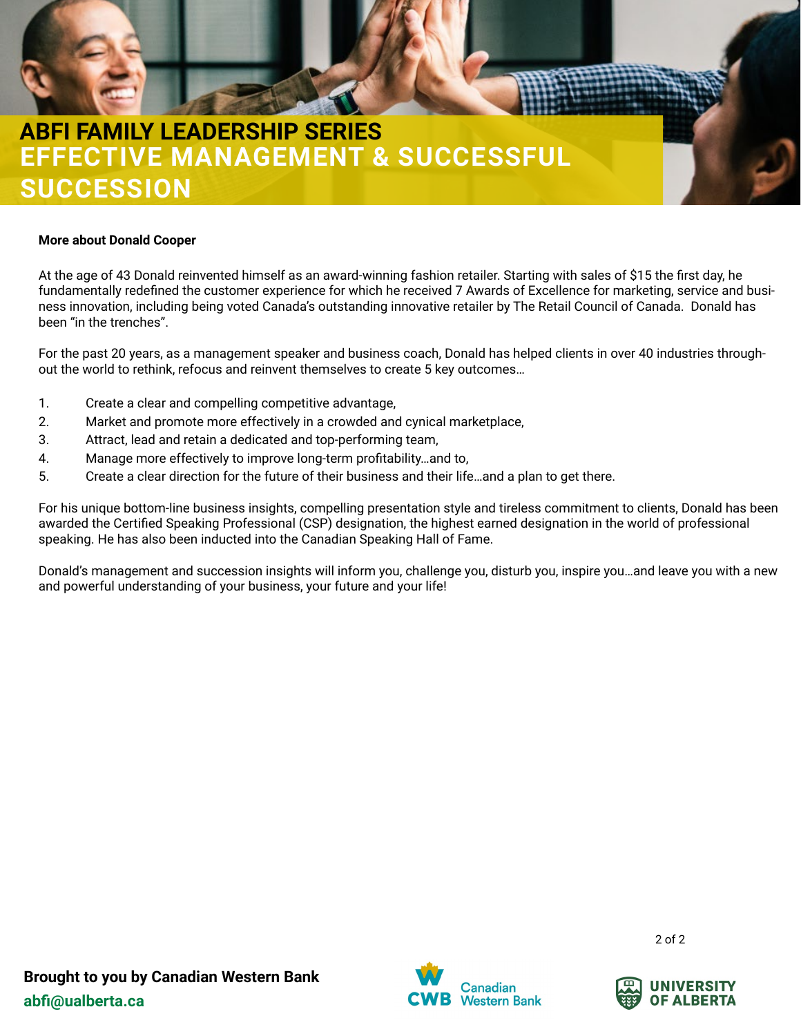# ABFI FAMILY LEADERSHIP SERIES
## EFFECTIVE MANAGEMENT & SUCCESSFUL SUCCESSION

**More about Donald Cooper**

At the age of 43 Donald reinvented himself as an award-winning fashion retailer. Starting with sales of $15 the first day, he fundamentally redefined the customer experience for which he received 7 Awards of Excellence for marketing, service and business innovation, including being voted Canada's outstanding innovative retailer by The Retail Council of Canada. Donald has been "in the trenches".

For the past 20 years, as a management speaker and business coach, Donald has helped clients in over 40 industries throughout the world to rethink, refocus and reinvent themselves to create 5 key outcomes…

1. Create a clear and compelling competitive advantage,
2. Market and promote more effectively in a crowded and cynical marketplace,
3. Attract, lead and retain a dedicated and top-performing team,
4. Manage more effectively to improve long-term profitability…and to,
5. Create a clear direction for the future of their business and their life…and a plan to get there.

For his unique bottom-line business insights, compelling presentation style and tireless commitment to clients, Donald has been awarded the Certified Speaking Professional (CSP) designation, the highest earned designation in the world of professional speaking. He has also been inducted into the Canadian Speaking Hall of Fame.

Donald's management and succession insights will inform you, challenge you, disturb you, inspire you…and leave you with a new and powerful understanding of your business, your future and your life!

**Brought to you by Canadian Western Bank**

**abfi@ualberta.ca**

CWB Canadian Western Bank

UNIVERSITY OF ALBERTA